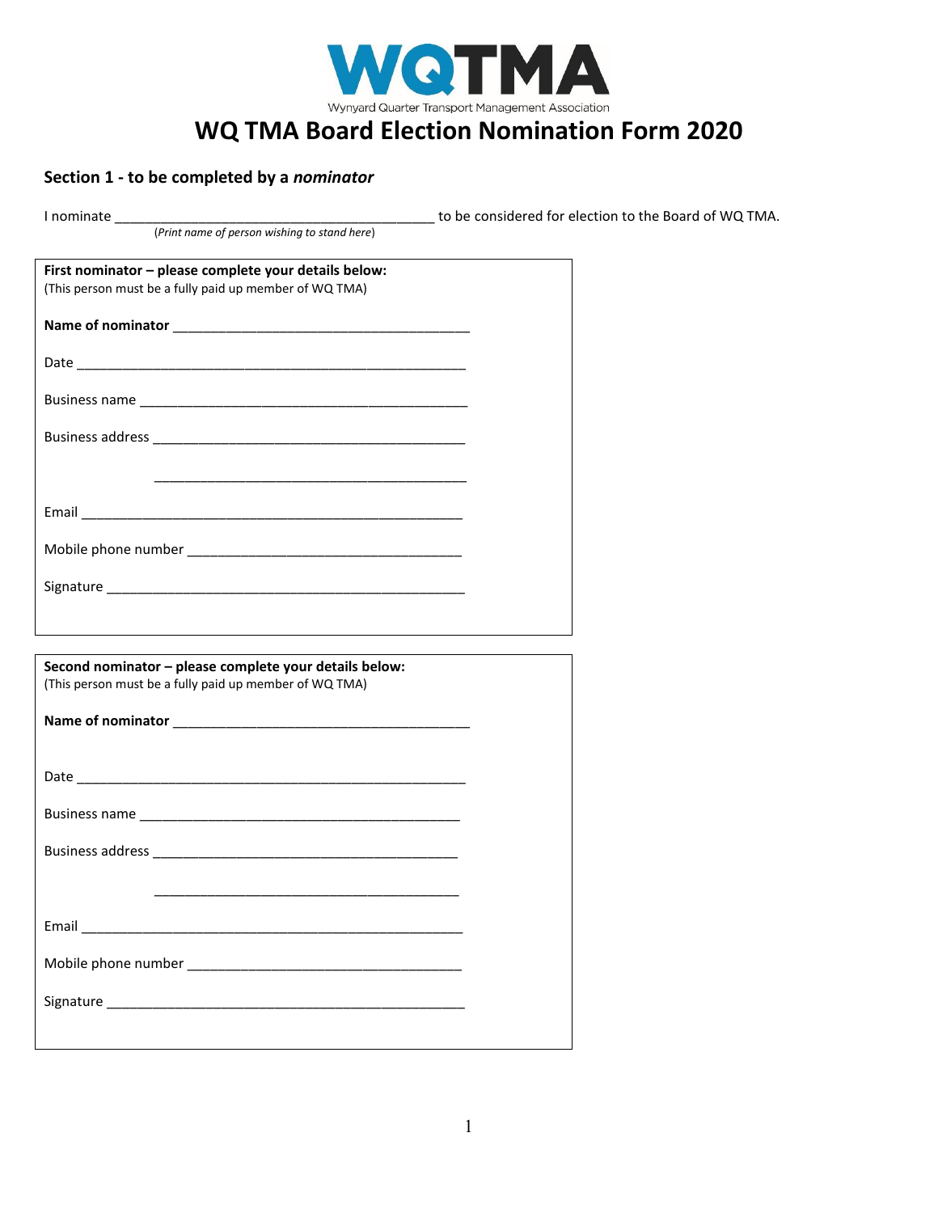WQTMA

Wynyard Quarter Transport Management Association

# WQ TMA Board Election Nomination Form 2020

## Section 1 - to be completed by a *nominator*

I nominate ________________________________________ to be considered for election to the Board of WQ TMA.
(*Print name of person wishing to stand here*)

**First nominator – please complete your details below:**
(This person must be a fully paid up member of WQ TMA)

**Name of nominator** ________________________________________

Date ________________________________________

Business name ________________________________________

Business address ________________________________________

________________________________________

Email ________________________________________

Mobile phone number ________________________________________

Signature ________________________________________

**Second nominator – please complete your details below:**
(This person must be a fully paid up member of WQ TMA)

**Name of nominator** ________________________________________

Date ________________________________________

Business name ________________________________________

Business address ________________________________________

________________________________________

Email ________________________________________

Mobile phone number ________________________________________

Signature ________________________________________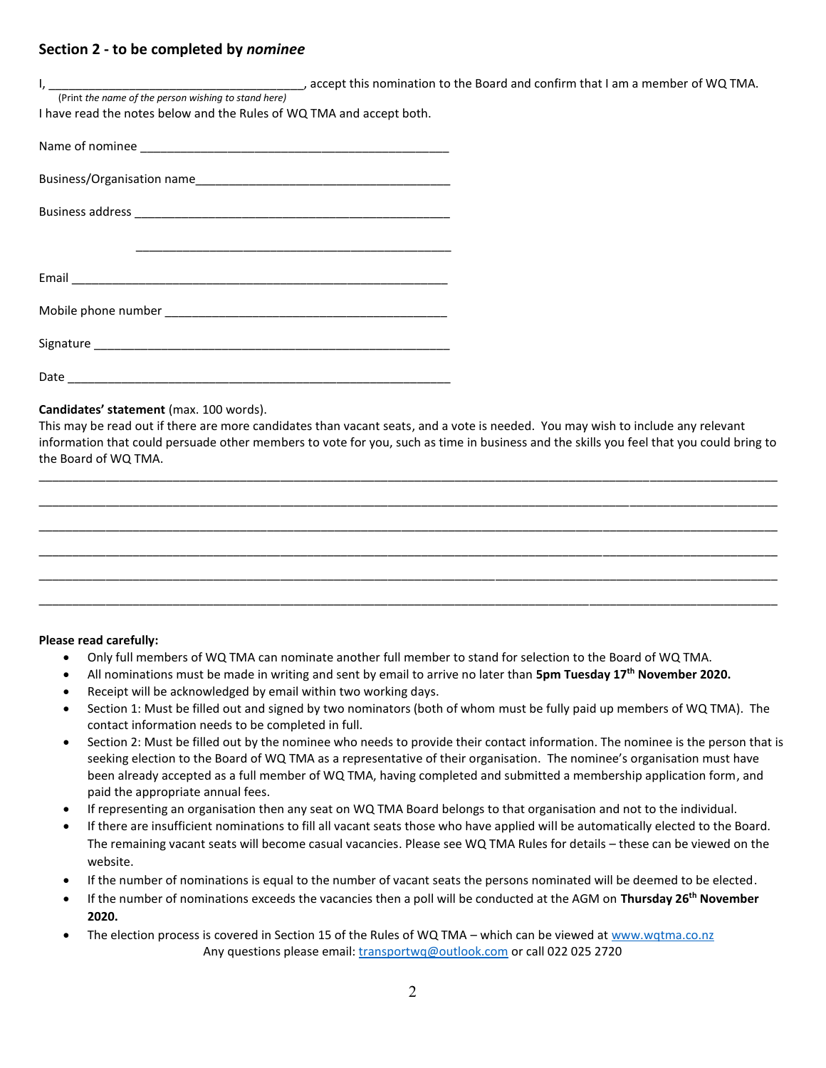## Section 2 - to be completed by *nominee*

I, _____________________________________, accept this nomination to the Board and confirm that I am a member of WQ TMA.
(Print *the name of the person wishing to stand here)*

I have read the notes below and the Rules of WQ TMA and accept both.

Name of nominee _______________________________________________

Business/Organisation name_____________________________________

Business address ______________________________________________

_______________________________________________

Email _________________________________________________________

Mobile phone number __________________________________________

Signature _____________________________________________________

Date _________________________________________________________

**Candidates' statement** (max. 100 words).

This may be read out if there are more candidates than vacant seats, and a vote is needed. You may wish to include any relevant information that could persuade other members to vote for you, such as time in business and the skills you feel that you could bring to the Board of WQ TMA.

_______________________________________________________________________________________________________

_______________________________________________________________________________________________________

_______________________________________________________________________________________________________

_______________________________________________________________________________________________________

_______________________________________________________________________________________________________

_______________________________________________________________________________________________________

**Please read carefully:**

- Only full members of WQ TMA can nominate another full member to stand for selection to the Board of WQ TMA.
- All nominations must be made in writing and sent by email to arrive no later than **5pm Tuesday 17th November 2020.**
- Receipt will be acknowledged by email within two working days.
- Section 1: Must be filled out and signed by two nominators (both of whom must be fully paid up members of WQ TMA). The contact information needs to be completed in full.
- Section 2: Must be filled out by the nominee who needs to provide their contact information. The nominee is the person that is seeking election to the Board of WQ TMA as a representative of their organisation. The nominee's organisation must have been already accepted as a full member of WQ TMA, having completed and submitted a membership application form, and paid the appropriate annual fees.
- If representing an organisation then any seat on WQ TMA Board belongs to that organisation and not to the individual.
- If there are insufficient nominations to fill all vacant seats those who have applied will be automatically elected to the Board. The remaining vacant seats will become casual vacancies. Please see WQ TMA Rules for details – these can be viewed on the website.
- If the number of nominations is equal to the number of vacant seats the persons nominated will be deemed to be elected.
- If the number of nominations exceeds the vacancies then a poll will be conducted at the AGM on **Thursday 26th November 2020.**
- The election process is covered in Section 15 of the Rules of WQ TMA – which can be viewed at www.wqtma.co.nz

Any questions please email: transportwq@outlook.com or call 022 025 2720